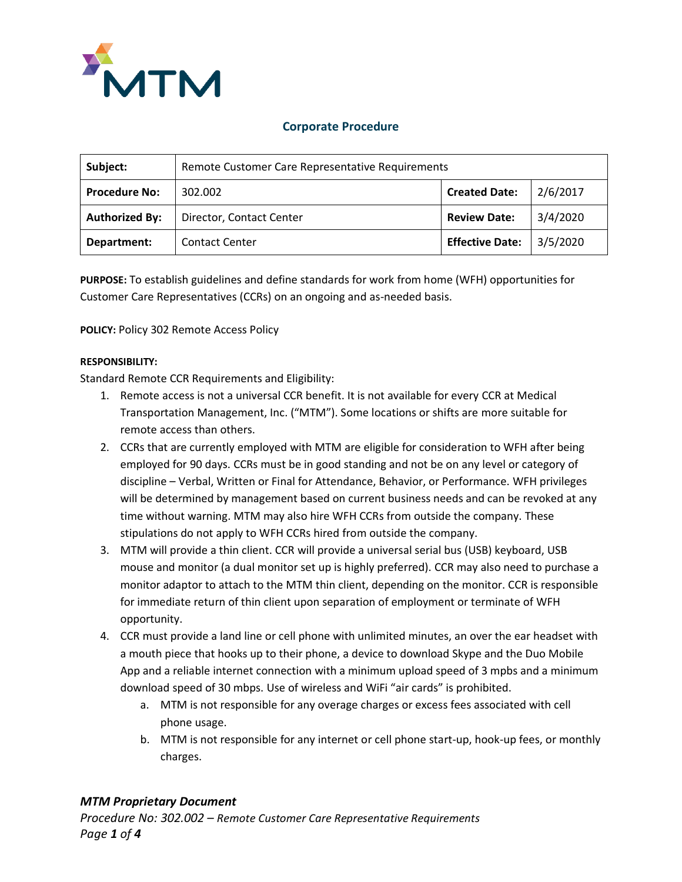MTM

## Corporate Procedure

| Subject: | Remote Customer Care Representative Requirements | | |
|---|---|---|---|
| **Procedure No:** | 302.002 | **Created Date:** | 2/6/2017 |
| **Authorized By:** | Director, Contact Center | **Review Date:** | 3/4/2020 |
| **Department:** | Contact Center | **Effective Date:** | 3/5/2020 |

**PURPOSE:** To establish guidelines and define standards for work from home (WFH) opportunities for Customer Care Representatives (CCRs) on an ongoing and as-needed basis.

**POLICY:** Policy 302 Remote Access Policy

**RESPONSIBILITY:**

Standard Remote CCR Requirements and Eligibility:

1. Remote access is not a universal CCR benefit. It is not available for every CCR at Medical Transportation Management, Inc. ("MTM"). Some locations or shifts are more suitable for remote access than others.
2. CCRs that are currently employed with MTM are eligible for consideration to WFH after being employed for 90 days. CCRs must be in good standing and not be on any level or category of discipline – Verbal, Written or Final for Attendance, Behavior, or Performance. WFH privileges will be determined by management based on current business needs and can be revoked at any time without warning. MTM may also hire WFH CCRs from outside the company. These stipulations do not apply to WFH CCRs hired from outside the company.
3. MTM will provide a thin client. CCR will provide a universal serial bus (USB) keyboard, USB mouse and monitor (a dual monitor set up is highly preferred). CCR may also need to purchase a monitor adaptor to attach to the MTM thin client, depending on the monitor. CCR is responsible for immediate return of thin client upon separation of employment or terminate of WFH opportunity.
4. CCR must provide a land line or cell phone with unlimited minutes, an over the ear headset with a mouth piece that hooks up to their phone, a device to download Skype and the Duo Mobile App and a reliable internet connection with a minimum upload speed of 3 mpbs and a minimum download speed of 30 mbps. Use of wireless and WiFi "air cards" is prohibited.
    a. MTM is not responsible for any overage charges or excess fees associated with cell phone usage.
    b. MTM is not responsible for any internet or cell phone start-up, hook-up fees, or monthly charges.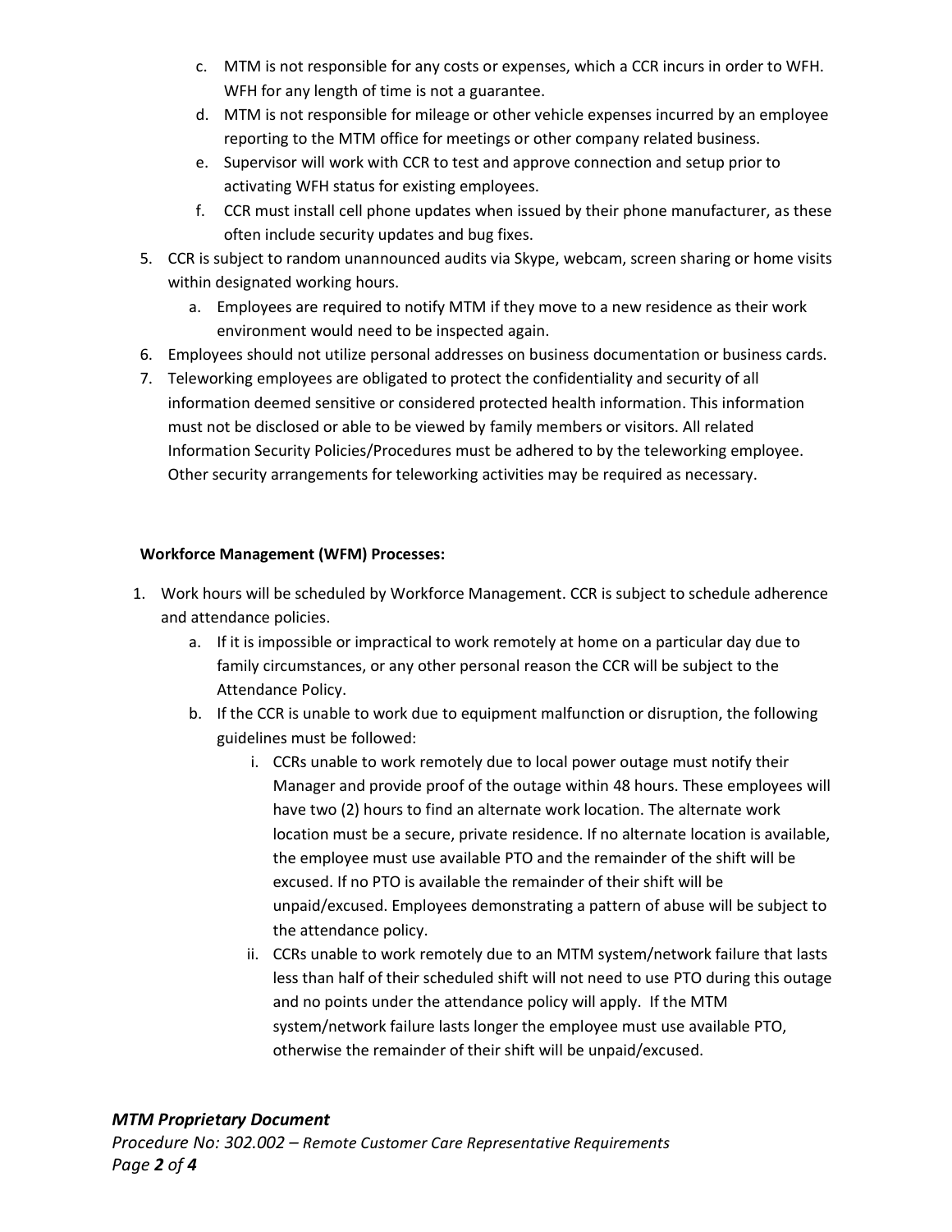c. MTM is not responsible for any costs or expenses, which a CCR incurs in order to WFH. WFH for any length of time is not a guarantee.
   d. MTM is not responsible for mileage or other vehicle expenses incurred by an employee reporting to the MTM office for meetings or other company related business.
   e. Supervisor will work with CCR to test and approve connection and setup prior to activating WFH status for existing employees.
   f. CCR must install cell phone updates when issued by their phone manufacturer, as these often include security updates and bug fixes.
5. CCR is subject to random unannounced audits via Skype, webcam, screen sharing or home visits within designated working hours.
   a. Employees are required to notify MTM if they move to a new residence as their work environment would need to be inspected again.
6. Employees should not utilize personal addresses on business documentation or business cards.
7. Teleworking employees are obligated to protect the confidentiality and security of all information deemed sensitive or considered protected health information. This information must not be disclosed or able to be viewed by family members or visitors. All related Information Security Policies/Procedures must be adhered to by the teleworking employee. Other security arrangements for teleworking activities may be required as necessary.

**Workforce Management (WFM) Processes:**

1. Work hours will be scheduled by Workforce Management. CCR is subject to schedule adherence and attendance policies.
   a. If it is impossible or impractical to work remotely at home on a particular day due to family circumstances, or any other personal reason the CCR will be subject to the Attendance Policy.
   b. If the CCR is unable to work due to equipment malfunction or disruption, the following guidelines must be followed:
      i. CCRs unable to work remotely due to local power outage must notify their Manager and provide proof of the outage within 48 hours. These employees will have two (2) hours to find an alternate work location. The alternate work location must be a secure, private residence. If no alternate location is available, the employee must use available PTO and the remainder of the shift will be excused. If no PTO is available the remainder of their shift will be unpaid/excused. Employees demonstrating a pattern of abuse will be subject to the attendance policy.
      ii. CCRs unable to work remotely due to an MTM system/network failure that lasts less than half of their scheduled shift will not need to use PTO during this outage and no points under the attendance policy will apply. If the MTM system/network failure lasts longer the employee must use available PTO, otherwise the remainder of their shift will be unpaid/excused.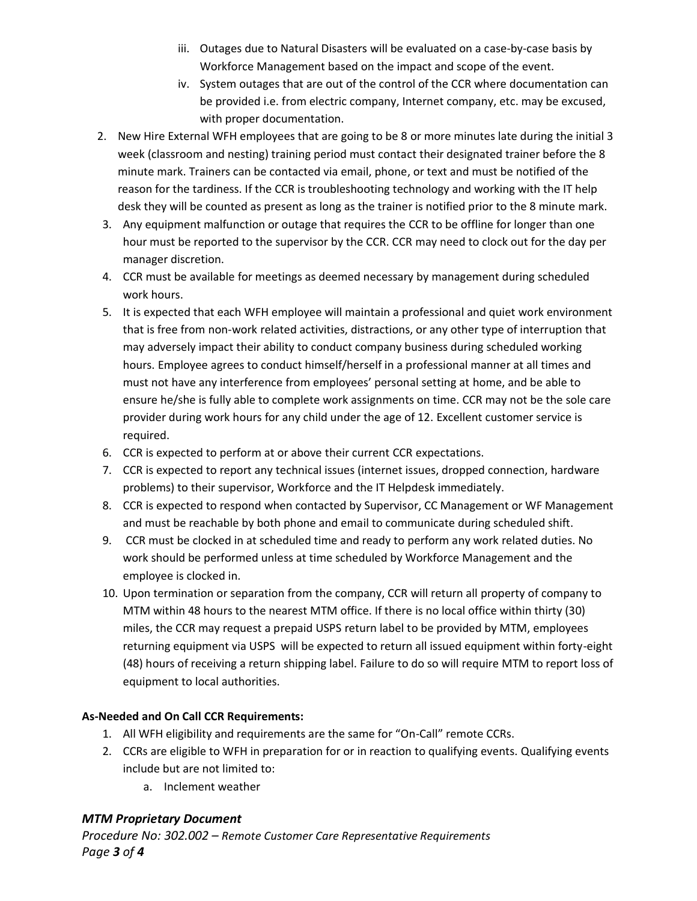iii. Outages due to Natural Disasters will be evaluated on a case-by-case basis by Workforce Management based on the impact and scope of the event.
   iv. System outages that are out of the control of the CCR where documentation can be provided i.e. from electric company, Internet company, etc. may be excused, with proper documentation.

2. New Hire External WFH employees that are going to be 8 or more minutes late during the initial 3 week (classroom and nesting) training period must contact their designated trainer before the 8 minute mark. Trainers can be contacted via email, phone, or text and must be notified of the reason for the tardiness. If the CCR is troubleshooting technology and working with the IT help desk they will be counted as present as long as the trainer is notified prior to the 8 minute mark.
3. Any equipment malfunction or outage that requires the CCR to be offline for longer than one hour must be reported to the supervisor by the CCR. CCR may need to clock out for the day per manager discretion.
4. CCR must be available for meetings as deemed necessary by management during scheduled work hours.
5. It is expected that each WFH employee will maintain a professional and quiet work environment that is free from non-work related activities, distractions, or any other type of interruption that may adversely impact their ability to conduct company business during scheduled working hours. Employee agrees to conduct himself/herself in a professional manner at all times and must not have any interference from employees' personal setting at home, and be able to ensure he/she is fully able to complete work assignments on time. CCR may not be the sole care provider during work hours for any child under the age of 12. Excellent customer service is required.
6. CCR is expected to perform at or above their current CCR expectations.
7. CCR is expected to report any technical issues (internet issues, dropped connection, hardware problems) to their supervisor, Workforce and the IT Helpdesk immediately.
8. CCR is expected to respond when contacted by Supervisor, CC Management or WF Management and must be reachable by both phone and email to communicate during scheduled shift.
9. CCR must be clocked in at scheduled time and ready to perform any work related duties. No work should be performed unless at time scheduled by Workforce Management and the employee is clocked in.
10. Upon termination or separation from the company, CCR will return all property of company to MTM within 48 hours to the nearest MTM office. If there is no local office within thirty (30) miles, the CCR may request a prepaid USPS return label to be provided by MTM, employees returning equipment via USPS will be expected to return all issued equipment within forty-eight (48) hours of receiving a return shipping label. Failure to do so will require MTM to report loss of equipment to local authorities.

**As-Needed and On Call CCR Requirements:**

1. All WFH eligibility and requirements are the same for "On-Call" remote CCRs.
2. CCRs are eligible to WFH in preparation for or in reaction to qualifying events. Qualifying events include but are not limited to:
   a. Inclement weather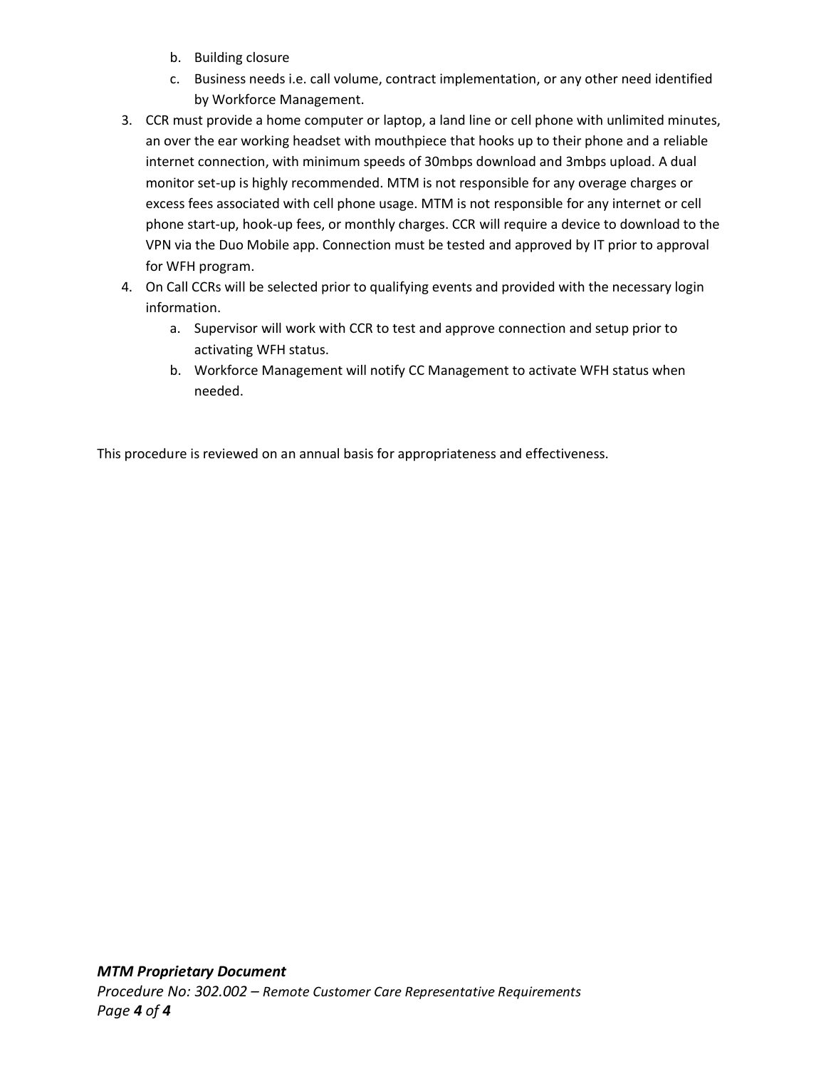b. Building closure
   c. Business needs i.e. call volume, contract implementation, or any other need identified by Workforce Management.
3. CCR must provide a home computer or laptop, a land line or cell phone with unlimited minutes, an over the ear working headset with mouthpiece that hooks up to their phone and a reliable internet connection, with minimum speeds of 30mbps download and 3mbps upload. A dual monitor set-up is highly recommended. MTM is not responsible for any overage charges or excess fees associated with cell phone usage. MTM is not responsible for any internet or cell phone start-up, hook-up fees, or monthly charges. CCR will require a device to download to the VPN via the Duo Mobile app. Connection must be tested and approved by IT prior to approval for WFH program.
4. On Call CCRs will be selected prior to qualifying events and provided with the necessary login information.
   a. Supervisor will work with CCR to test and approve connection and setup prior to activating WFH status.
   b. Workforce Management will notify CC Management to activate WFH status when needed.

This procedure is reviewed on an annual basis for appropriateness and effectiveness.